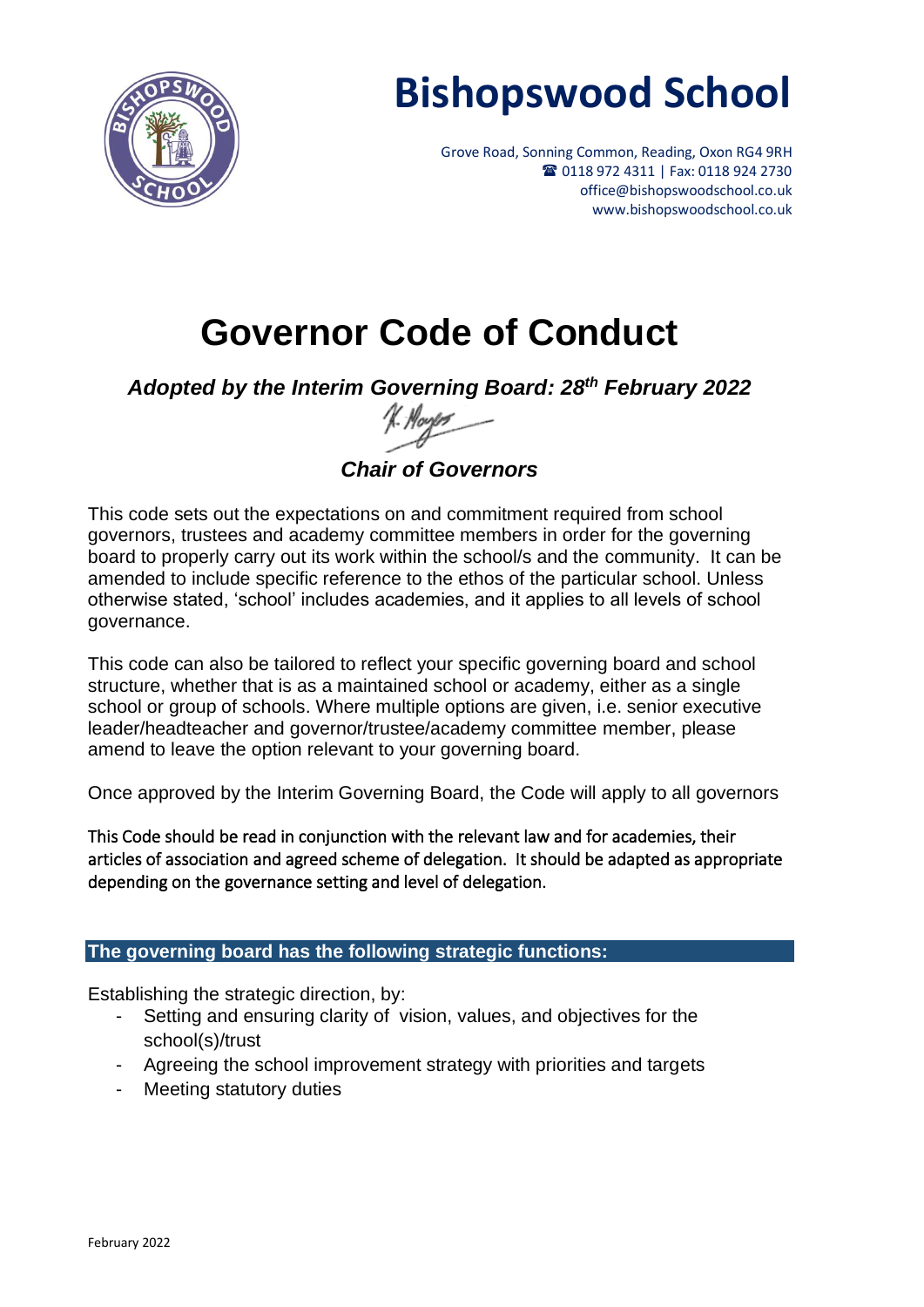# Bishopswood School

Grove Road, Sonning Common, Reading, Oxon RG4 9RH
☎ 0118 972 4311 | Fax: 0118 924 2730
office@bishopswoodschool.co.uk
www.bishopswoodschool.co.uk

# Governor Code of Conduct

***Adopted by the Interim Governing Board: 28th February 2022***

***Chair of Governors***

This code sets out the expectations on and commitment required from school governors, trustees and academy committee members in order for the governing board to properly carry out its work within the school/s and the community. It can be amended to include specific reference to the ethos of the particular school. Unless otherwise stated, 'school' includes academies, and it applies to all levels of school governance.

This code can also be tailored to reflect your specific governing board and school structure, whether that is as a maintained school or academy, either as a single school or group of schools. Where multiple options are given, i.e. senior executive leader/headteacher and governor/trustee/academy committee member, please amend to leave the option relevant to your governing board.

Once approved by the Interim Governing Board, the Code will apply to all governors

This Code should be read in conjunction with the relevant law and for academies, their articles of association and agreed scheme of delegation. It should be adapted as appropriate depending on the governance setting and level of delegation.

## The governing board has the following strategic functions:

Establishing the strategic direction, by:

- Setting and ensuring clarity of vision, values, and objectives for the school(s)/trust
- Agreeing the school improvement strategy with priorities and targets
- Meeting statutory duties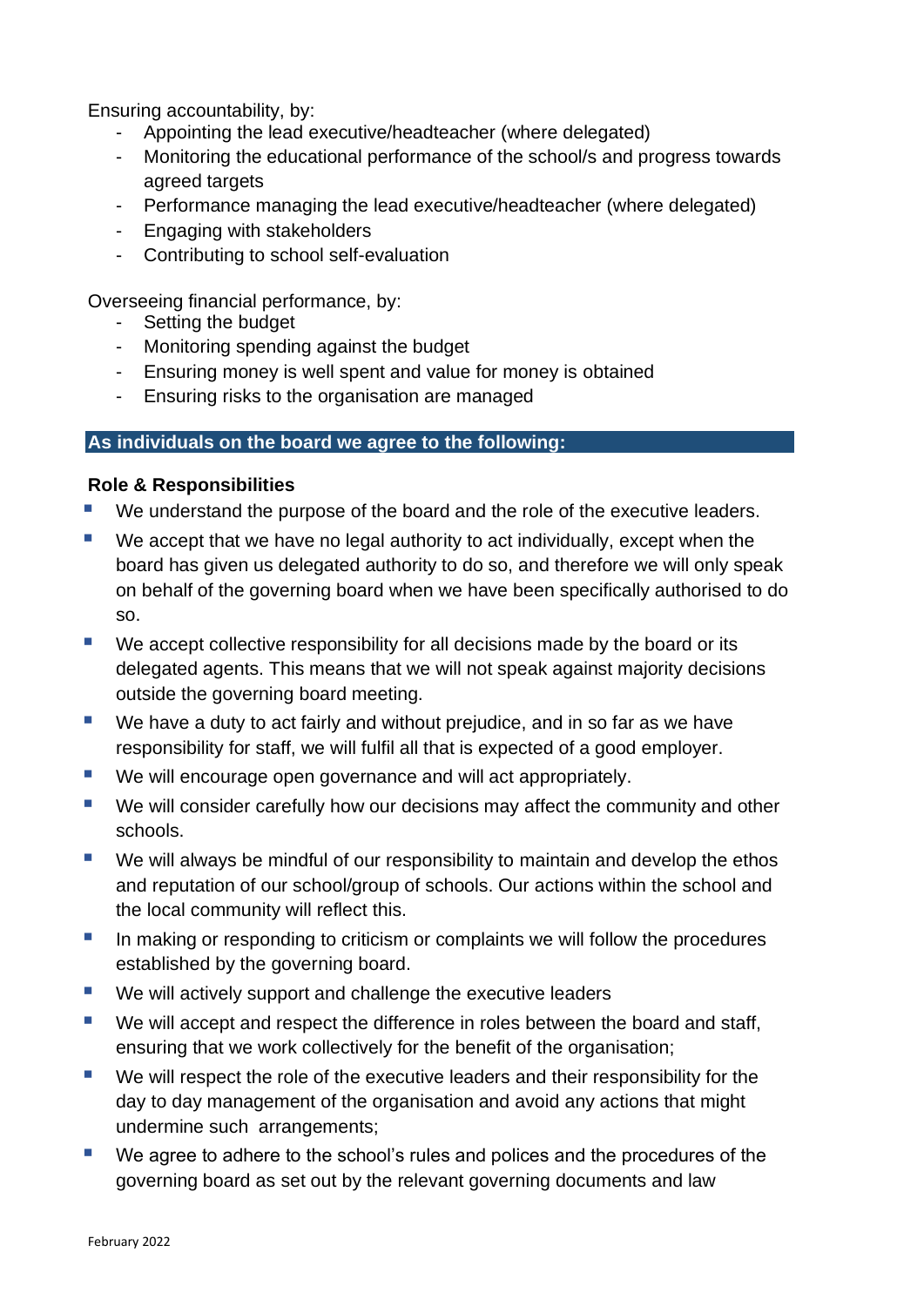Ensuring accountability, by:

- Appointing the lead executive/headteacher (where delegated)
- Monitoring the educational performance of the school/s and progress towards agreed targets
- Performance managing the lead executive/headteacher (where delegated)
- Engaging with stakeholders
- Contributing to school self-evaluation

Overseeing financial performance, by:

- Setting the budget
- Monitoring spending against the budget
- Ensuring money is well spent and value for money is obtained
- Ensuring risks to the organisation are managed

## As individuals on the board we agree to the following:

### Role & Responsibilities

- We understand the purpose of the board and the role of the executive leaders.
- We accept that we have no legal authority to act individually, except when the board has given us delegated authority to do so, and therefore we will only speak on behalf of the governing board when we have been specifically authorised to do so.
- We accept collective responsibility for all decisions made by the board or its delegated agents. This means that we will not speak against majority decisions outside the governing board meeting.
- We have a duty to act fairly and without prejudice, and in so far as we have responsibility for staff, we will fulfil all that is expected of a good employer.
- We will encourage open governance and will act appropriately.
- We will consider carefully how our decisions may affect the community and other schools.
- We will always be mindful of our responsibility to maintain and develop the ethos and reputation of our school/group of schools. Our actions within the school and the local community will reflect this.
- In making or responding to criticism or complaints we will follow the procedures established by the governing board.
- We will actively support and challenge the executive leaders
- We will accept and respect the difference in roles between the board and staff, ensuring that we work collectively for the benefit of the organisation;
- We will respect the role of the executive leaders and their responsibility for the day to day management of the organisation and avoid any actions that might undermine such arrangements;
- We agree to adhere to the school's rules and polices and the procedures of the governing board as set out by the relevant governing documents and law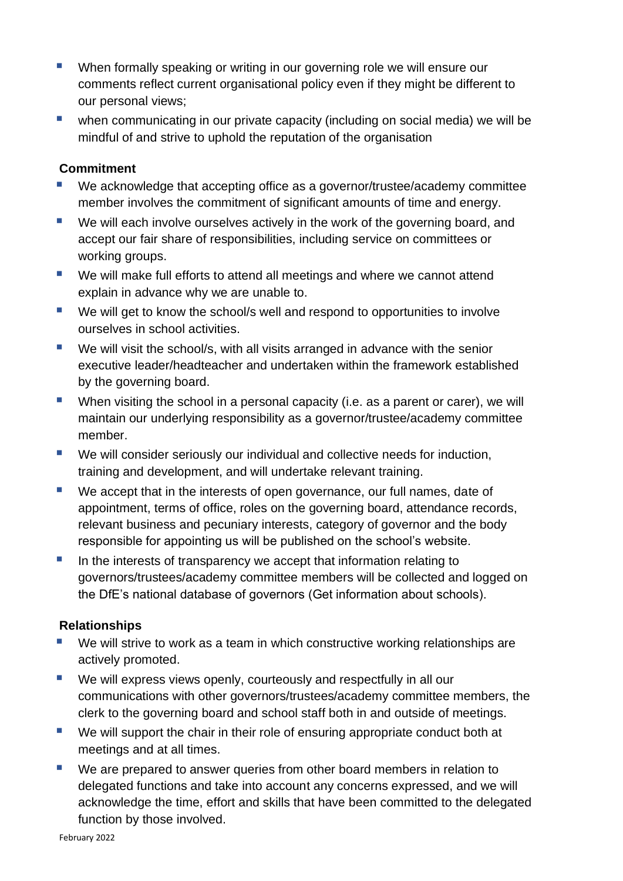- When formally speaking or writing in our governing role we will ensure our comments reflect current organisational policy even if they might be different to our personal views;
- when communicating in our private capacity (including on social media) we will be mindful of and strive to uphold the reputation of the organisation

**Commitment**

- We acknowledge that accepting office as a governor/trustee/academy committee member involves the commitment of significant amounts of time and energy.
- We will each involve ourselves actively in the work of the governing board, and accept our fair share of responsibilities, including service on committees or working groups.
- We will make full efforts to attend all meetings and where we cannot attend explain in advance why we are unable to.
- We will get to know the school/s well and respond to opportunities to involve ourselves in school activities.
- We will visit the school/s, with all visits arranged in advance with the senior executive leader/headteacher and undertaken within the framework established by the governing board.
- When visiting the school in a personal capacity (i.e. as a parent or carer), we will maintain our underlying responsibility as a governor/trustee/academy committee member.
- We will consider seriously our individual and collective needs for induction, training and development, and will undertake relevant training.
- We accept that in the interests of open governance, our full names, date of appointment, terms of office, roles on the governing board, attendance records, relevant business and pecuniary interests, category of governor and the body responsible for appointing us will be published on the school's website.
- In the interests of transparency we accept that information relating to governors/trustees/academy committee members will be collected and logged on the DfE's national database of governors (Get information about schools).

**Relationships**

- We will strive to work as a team in which constructive working relationships are actively promoted.
- We will express views openly, courteously and respectfully in all our communications with other governors/trustees/academy committee members, the clerk to the governing board and school staff both in and outside of meetings.
- We will support the chair in their role of ensuring appropriate conduct both at meetings and at all times.
- We are prepared to answer queries from other board members in relation to delegated functions and take into account any concerns expressed, and we will acknowledge the time, effort and skills that have been committed to the delegated function by those involved.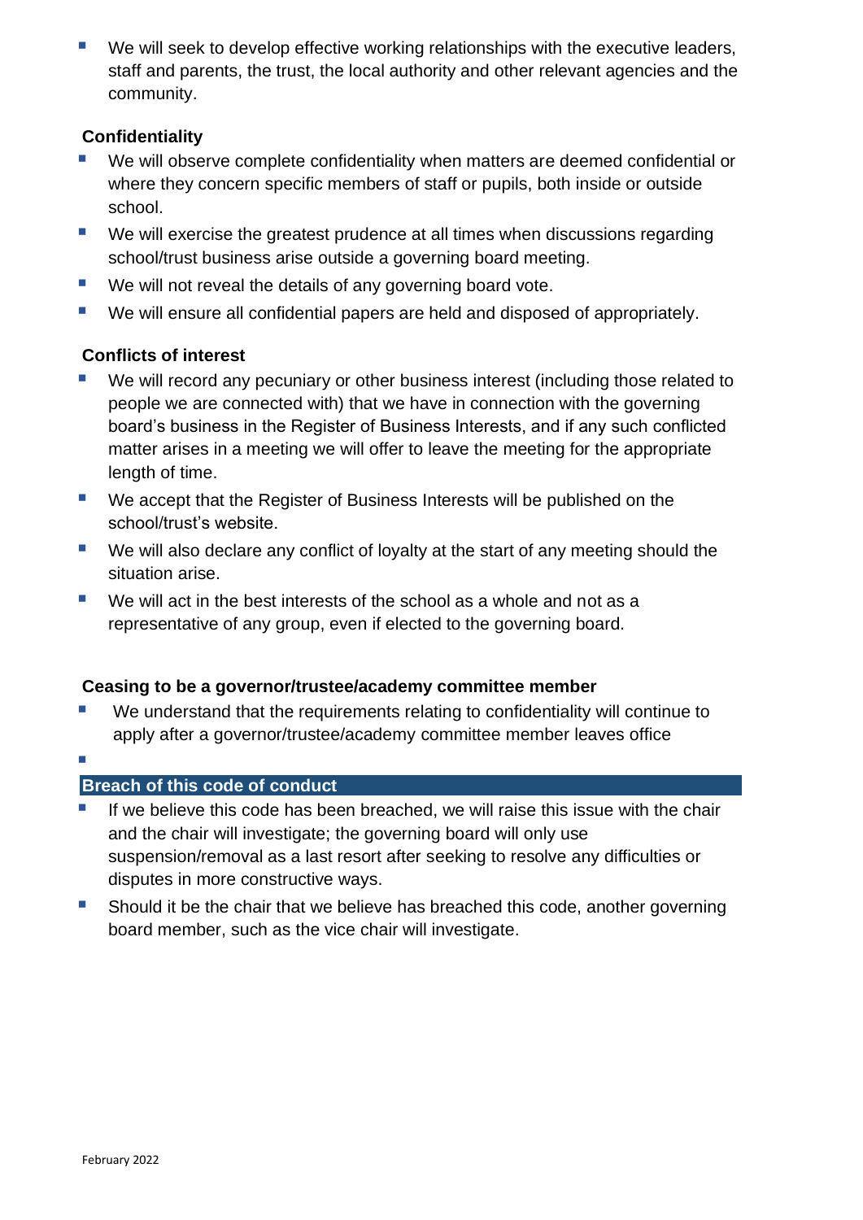- We will seek to develop effective working relationships with the executive leaders, staff and parents, the trust, the local authority and other relevant agencies and the community.

### Confidentiality

- We will observe complete confidentiality when matters are deemed confidential or where they concern specific members of staff or pupils, both inside or outside school.
- We will exercise the greatest prudence at all times when discussions regarding school/trust business arise outside a governing board meeting.
- We will not reveal the details of any governing board vote.
- We will ensure all confidential papers are held and disposed of appropriately.

### Conflicts of interest

- We will record any pecuniary or other business interest (including those related to people we are connected with) that we have in connection with the governing board's business in the Register of Business Interests, and if any such conflicted matter arises in a meeting we will offer to leave the meeting for the appropriate length of time.
- We accept that the Register of Business Interests will be published on the school/trust's website.
- We will also declare any conflict of loyalty at the start of any meeting should the situation arise.
- We will act in the best interests of the school as a whole and not as a representative of any group, even if elected to the governing board.

### Ceasing to be a governor/trustee/academy committee member

- We understand that the requirements relating to confidentiality will continue to apply after a governor/trustee/academy committee member leaves office

### Breach of this code of conduct

- If we believe this code has been breached, we will raise this issue with the chair and the chair will investigate; the governing board will only use suspension/removal as a last resort after seeking to resolve any difficulties or disputes in more constructive ways.
- Should it be the chair that we believe has breached this code, another governing board member, such as the vice chair will investigate.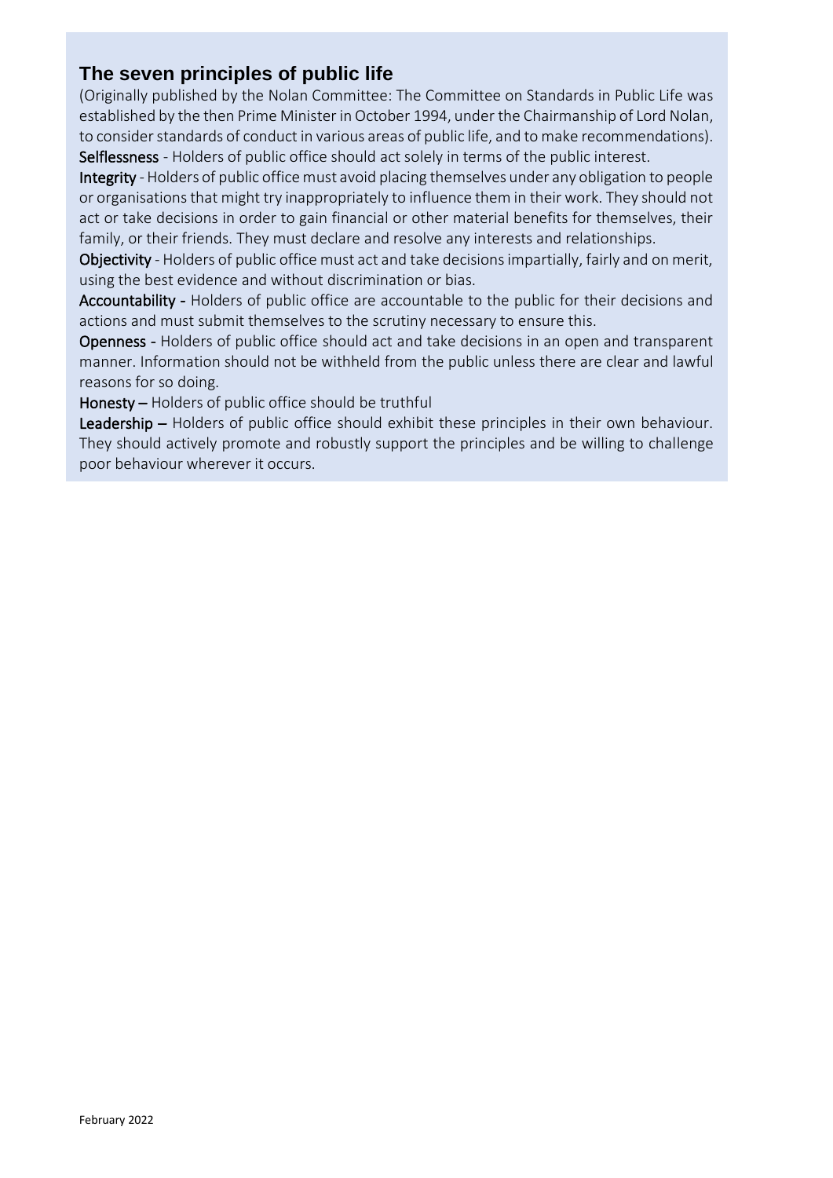## The seven principles of public life

(Originally published by the Nolan Committee: The Committee on Standards in Public Life was established by the then Prime Minister in October 1994, under the Chairmanship of Lord Nolan, to consider standards of conduct in various areas of public life, and to make recommendations).

**Selflessness** - Holders of public office should act solely in terms of the public interest.

**Integrity** - Holders of public office must avoid placing themselves under any obligation to people or organisations that might try inappropriately to influence them in their work. They should not act or take decisions in order to gain financial or other material benefits for themselves, their family, or their friends. They must declare and resolve any interests and relationships.

**Objectivity** - Holders of public office must act and take decisions impartially, fairly and on merit, using the best evidence and without discrimination or bias.

**Accountability** - Holders of public office are accountable to the public for their decisions and actions and must submit themselves to the scrutiny necessary to ensure this.

**Openness** - Holders of public office should act and take decisions in an open and transparent manner. Information should not be withheld from the public unless there are clear and lawful reasons for so doing.

**Honesty** – Holders of public office should be truthful

**Leadership** – Holders of public office should exhibit these principles in their own behaviour. They should actively promote and robustly support the principles and be willing to challenge poor behaviour wherever it occurs.

February 2022